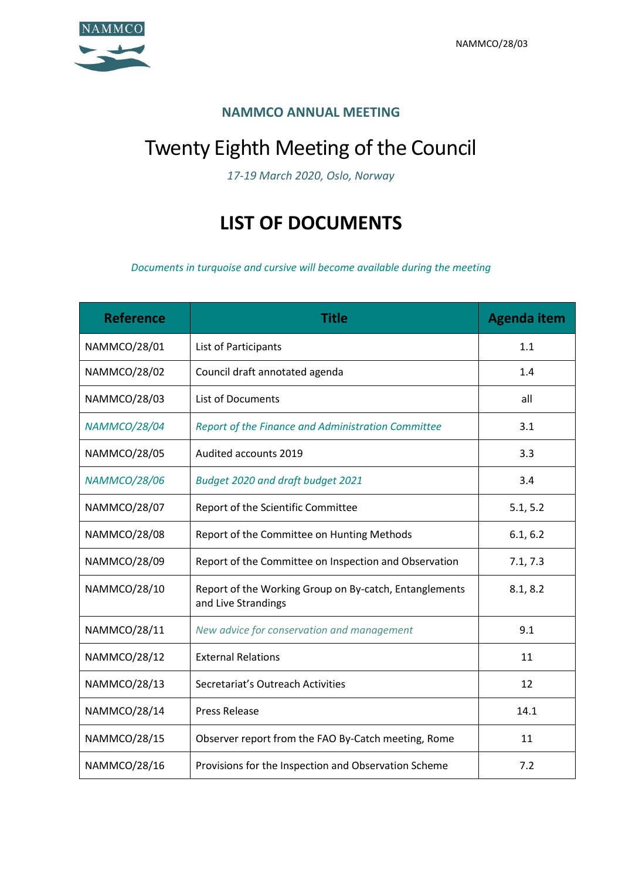NAMMCO/28/03

### NAMMCO ANNUAL MEETING

# Twenty Eighth Meeting of the Council

*17-19 March 2020, Oslo, Norway*

## LIST OF DOCUMENTS

*Documents in turquoise and cursive will become available during the meeting*

| Reference | Title | Agenda item |
|---|---|---|
| NAMMCO/28/01 | List of Participants | 1.1 |
| NAMMCO/28/02 | Council draft annotated agenda | 1.4 |
| NAMMCO/28/03 | List of Documents | all |
| *NAMMCO/28/04* | *Report of the Finance and Administration Committee* | 3.1 |
| NAMMCO/28/05 | Audited accounts 2019 | 3.3 |
| *NAMMCO/28/06* | *Budget 2020 and draft budget 2021* | 3.4 |
| NAMMCO/28/07 | Report of the Scientific Committee | 5.1, 5.2 |
| NAMMCO/28/08 | Report of the Committee on Hunting Methods | 6.1, 6.2 |
| NAMMCO/28/09 | Report of the Committee on Inspection and Observation | 7.1, 7.3 |
| NAMMCO/28/10 | Report of the Working Group on By-catch, Entanglements and Live Strandings | 8.1, 8.2 |
| NAMMCO/28/11 | *New advice for conservation and management* | 9.1 |
| NAMMCO/28/12 | External Relations | 11 |
| NAMMCO/28/13 | Secretariat's Outreach Activities | 12 |
| NAMMCO/28/14 | Press Release | 14.1 |
| NAMMCO/28/15 | Observer report from the FAO By-Catch meeting, Rome | 11 |
| NAMMCO/28/16 | Provisions for the Inspection and Observation Scheme | 7.2 |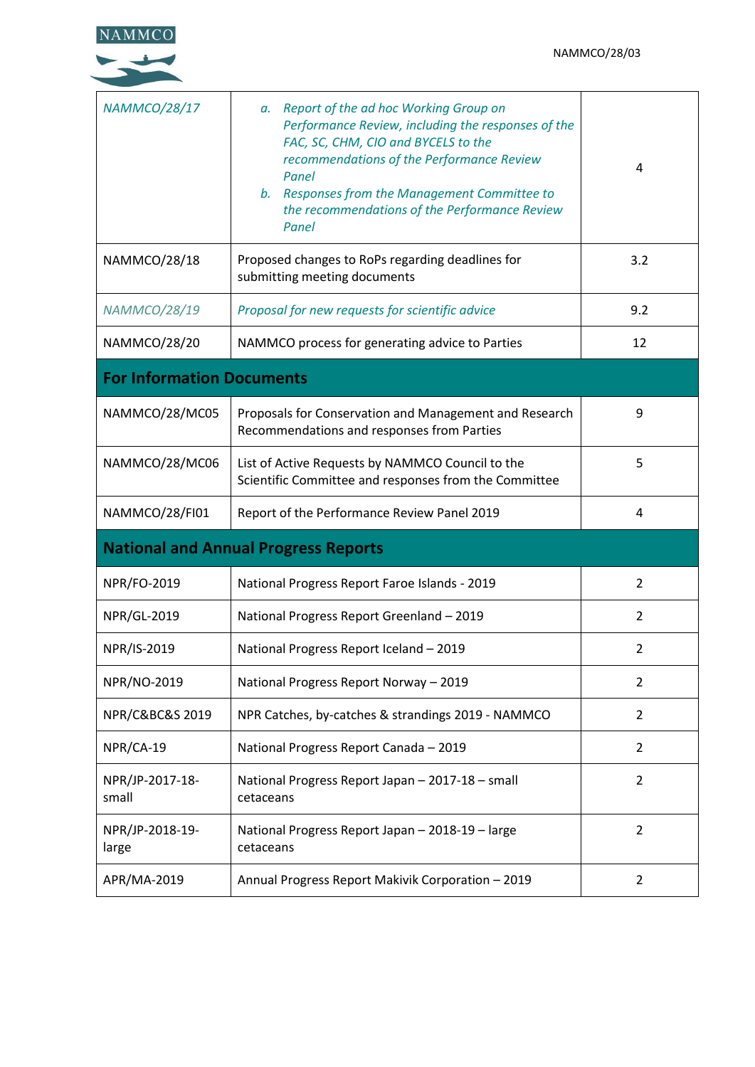| | | |
|---|---|---|
| *NAMMCO/28/17* | *a. Report of the ad hoc Working Group on Performance Review, including the responses of the FAC, SC, CHM, CIO and BYCELS to the recommendations of the Performance Review Panel*<br>*b. Responses from the Management Committee to the recommendations of the Performance Review Panel* | 4 |
| NAMMCO/28/18 | Proposed changes to RoPs regarding deadlines for submitting meeting documents | 3.2 |
| *NAMMCO/28/19* | *Proposal for new requests for scientific advice* | 9.2 |
| NAMMCO/28/20 | NAMMCO process for generating advice to Parties | 12 |
| **For Information Documents** | | |
| NAMMCO/28/MC05 | Proposals for Conservation and Management and Research Recommendations and responses from Parties | 9 |
| NAMMCO/28/MC06 | List of Active Requests by NAMMCO Council to the Scientific Committee and responses from the Committee | 5 |
| NAMMCO/28/FI01 | Report of the Performance Review Panel 2019 | 4 |
| **National and Annual Progress Reports** | | |
| NPR/FO-2019 | National Progress Report Faroe Islands - 2019 | 2 |
| NPR/GL-2019 | National Progress Report Greenland – 2019 | 2 |
| NPR/IS-2019 | National Progress Report Iceland – 2019 | 2 |
| NPR/NO-2019 | National Progress Report Norway – 2019 | 2 |
| NPR/C&BC&S 2019 | NPR Catches, by-catches & strandings 2019 - NAMMCO | 2 |
| NPR/CA-19 | National Progress Report Canada – 2019 | 2 |
| NPR/JP-2017-18-small | National Progress Report Japan – 2017-18 – small cetaceans | 2 |
| NPR/JP-2018-19-large | National Progress Report Japan – 2018-19 – large cetaceans | 2 |
| APR/MA-2019 | Annual Progress Report Makivik Corporation – 2019 | 2 |